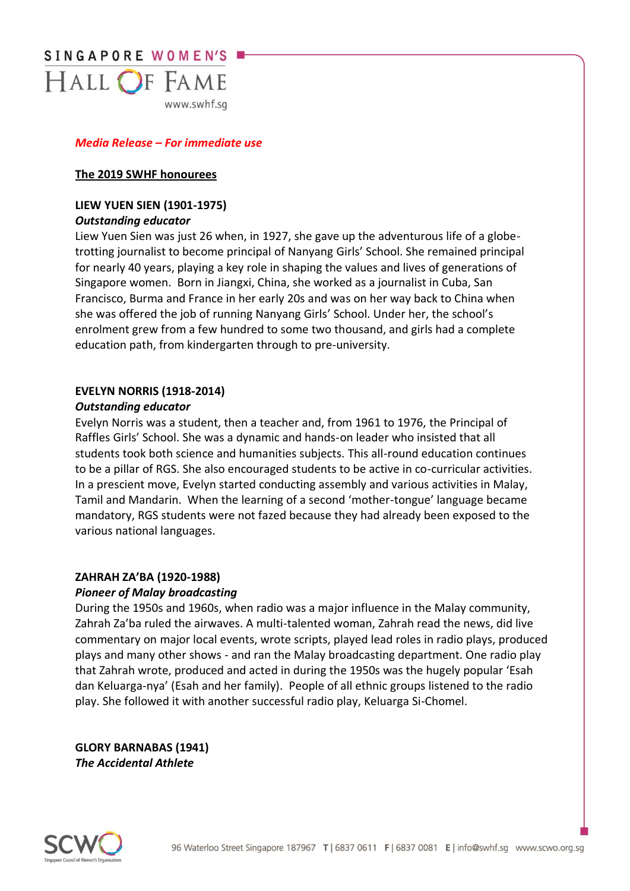*Media Release – For immediate use*

**The 2019 SWHF honourees**

**LIEW YUEN SIEN (1901-1975)**
***Outstanding educator***

Liew Yuen Sien was just 26 when, in 1927, she gave up the adventurous life of a globe-trotting journalist to become principal of Nanyang Girls' School. She remained principal for nearly 40 years, playing a key role in shaping the values and lives of generations of Singapore women. Born in Jiangxi, China, she worked as a journalist in Cuba, San Francisco, Burma and France in her early 20s and was on her way back to China when she was offered the job of running Nanyang Girls' School. Under her, the school's enrolment grew from a few hundred to some two thousand, and girls had a complete education path, from kindergarten through to pre-university.

**EVELYN NORRIS (1918-2014)**
***Outstanding educator***

Evelyn Norris was a student, then a teacher and, from 1961 to 1976, the Principal of Raffles Girls' School. She was a dynamic and hands-on leader who insisted that all students took both science and humanities subjects. This all-round education continues to be a pillar of RGS. She also encouraged students to be active in co-curricular activities. In a prescient move, Evelyn started conducting assembly and various activities in Malay, Tamil and Mandarin. When the learning of a second 'mother-tongue' language became mandatory, RGS students were not fazed because they had already been exposed to the various national languages.

**ZAHRAH ZA'BA (1920-1988)**
***Pioneer of Malay broadcasting***

During the 1950s and 1960s, when radio was a major influence in the Malay community, Zahrah Za'ba ruled the airwaves. A multi-talented woman, Zahrah read the news, did live commentary on major local events, wrote scripts, played lead roles in radio plays, produced plays and many other shows - and ran the Malay broadcasting department. One radio play that Zahrah wrote, produced and acted in during the 1950s was the hugely popular 'Esah dan Keluarga-nya' (Esah and her family). People of all ethnic groups listened to the radio play. She followed it with another successful radio play, Keluarga Si-Chomel.

**GLORY BARNABAS (1941)**
***The Accidental Athlete***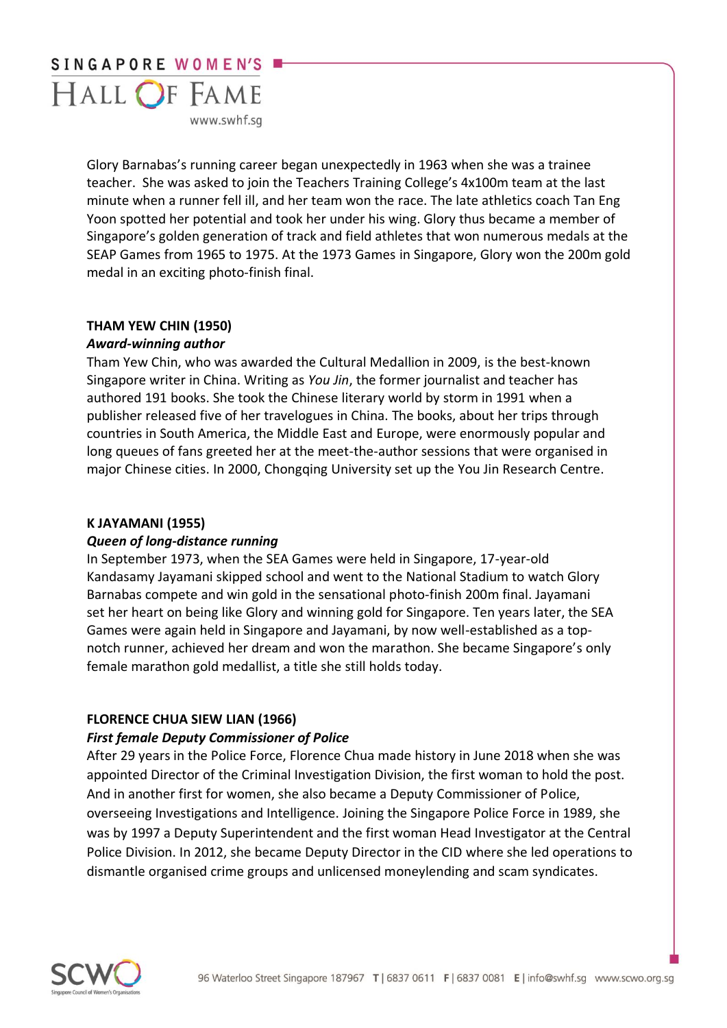Glory Barnabas's running career began unexpectedly in 1963 when she was a trainee teacher. She was asked to join the Teachers Training College's 4x100m team at the last minute when a runner fell ill, and her team won the race. The late athletics coach Tan Eng Yoon spotted her potential and took her under his wing. Glory thus became a member of Singapore's golden generation of track and field athletes that won numerous medals at the SEAP Games from 1965 to 1975. At the 1973 Games in Singapore, Glory won the 200m gold medal in an exciting photo-finish final.

**THAM YEW CHIN (1950)**

***Award-winning author***

Tham Yew Chin, who was awarded the Cultural Medallion in 2009, is the best-known Singapore writer in China. Writing as *You Jin*, the former journalist and teacher has authored 191 books. She took the Chinese literary world by storm in 1991 when a publisher released five of her travelogues in China. The books, about her trips through countries in South America, the Middle East and Europe, were enormously popular and long queues of fans greeted her at the meet-the-author sessions that were organised in major Chinese cities. In 2000, Chongqing University set up the You Jin Research Centre.

**K JAYAMANI (1955)**

***Queen of long-distance running***

In September 1973, when the SEA Games were held in Singapore, 17-year-old Kandasamy Jayamani skipped school and went to the National Stadium to watch Glory Barnabas compete and win gold in the sensational photo-finish 200m final. Jayamani set her heart on being like Glory and winning gold for Singapore. Ten years later, the SEA Games were again held in Singapore and Jayamani, by now well-established as a top-notch runner, achieved her dream and won the marathon. She became Singapore's only female marathon gold medallist, a title she still holds today.

**FLORENCE CHUA SIEW LIAN (1966)**

***First female Deputy Commissioner of Police***

After 29 years in the Police Force, Florence Chua made history in June 2018 when she was appointed Director of the Criminal Investigation Division, the first woman to hold the post. And in another first for women, she also became a Deputy Commissioner of Police, overseeing Investigations and Intelligence. Joining the Singapore Police Force in 1989, she was by 1997 a Deputy Superintendent and the first woman Head Investigator at the Central Police Division. In 2012, she became Deputy Director in the CID where she led operations to dismantle organised crime groups and unlicensed moneylending and scam syndicates.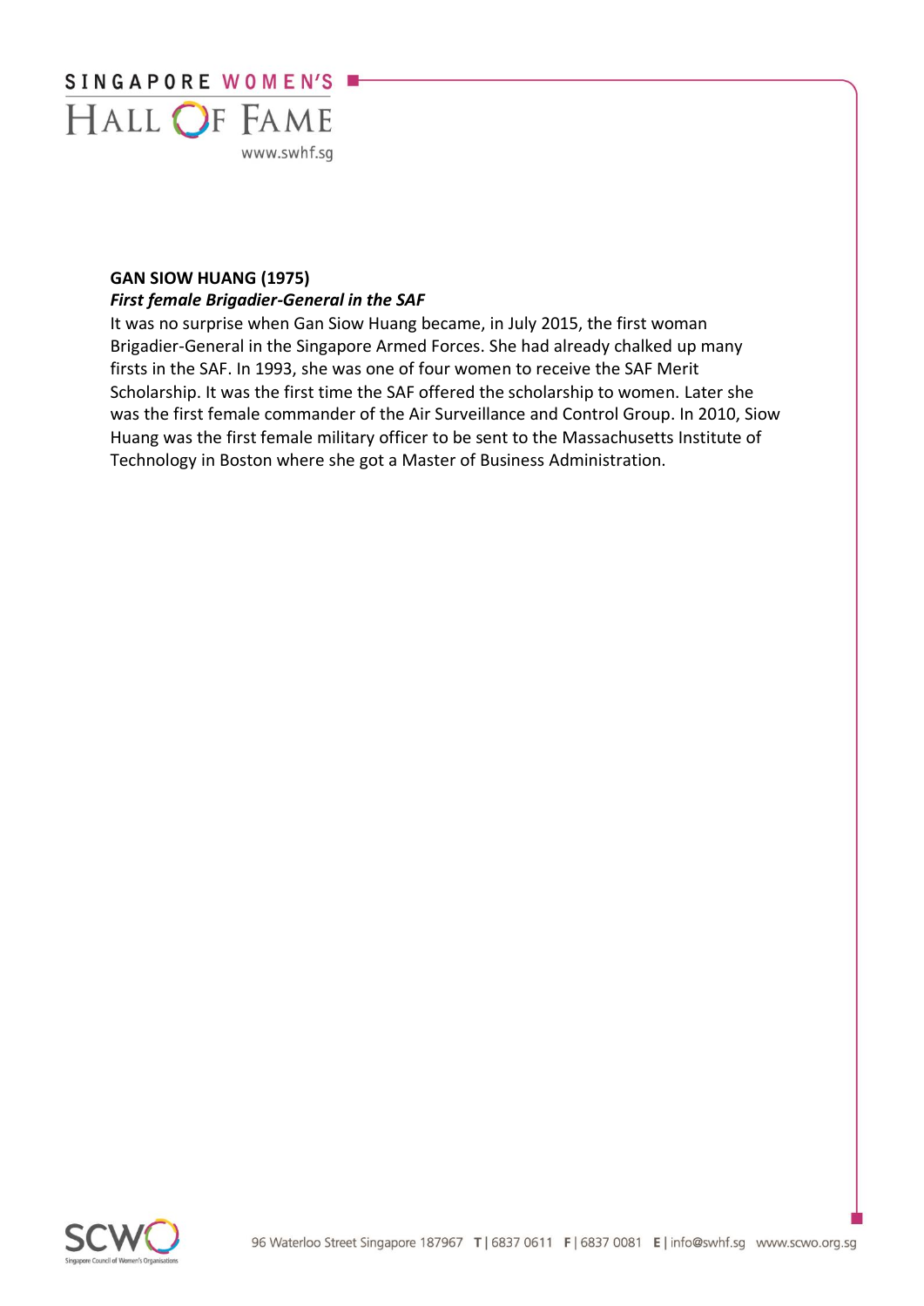**GAN SIOW HUANG (1975)**

***First female Brigadier-General in the SAF***

It was no surprise when Gan Siow Huang became, in July 2015, the first woman Brigadier-General in the Singapore Armed Forces. She had already chalked up many firsts in the SAF. In 1993, she was one of four women to receive the SAF Merit Scholarship. It was the first time the SAF offered the scholarship to women. Later she was the first female commander of the Air Surveillance and Control Group. In 2010, Siow Huang was the first female military officer to be sent to the Massachusetts Institute of Technology in Boston where she got a Master of Business Administration.